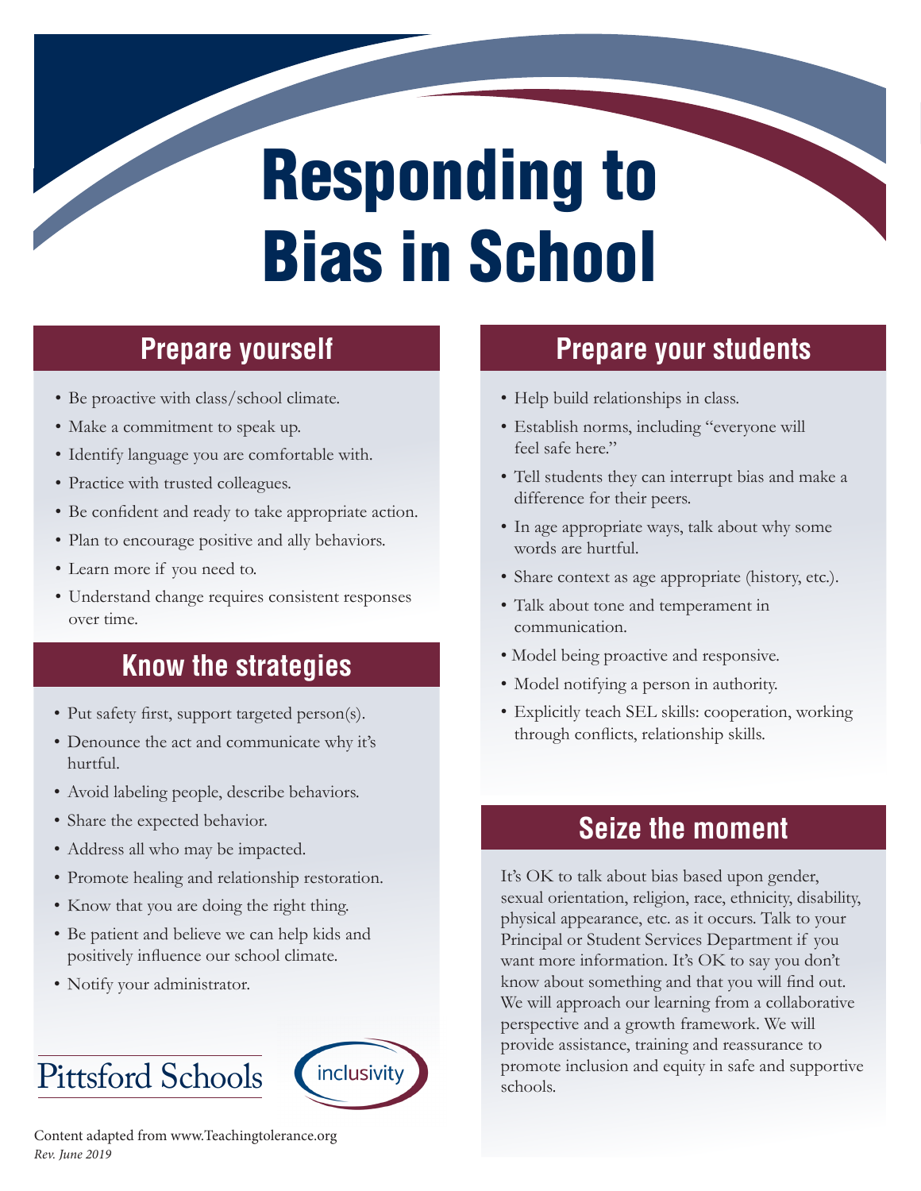# Responding to Bias in School

## Prepare yourself

- Be proactive with class/school climate.
- Make a commitment to speak up.
- Identify language you are comfortable with.
- Practice with trusted colleagues.
- Be confident and ready to take appropriate action.
- Plan to encourage positive and ally behaviors.
- Learn more if you need to.
- Understand change requires consistent responses over time.

## Know the strategies

- Put safety first, support targeted person(s).
- Denounce the act and communicate why it's hurtful.
- Avoid labeling people, describe behaviors.
- Share the expected behavior.
- Address all who may be impacted.
- Promote healing and relationship restoration.
- Know that you are doing the right thing.
- Be patient and believe we can help kids and positively influence our school climate.
- Notify your administrator.

## Prepare your students

- Help build relationships in class.
- Establish norms, including "everyone will feel safe here."
- Tell students they can interrupt bias and make a difference for their peers.
- In age appropriate ways, talk about why some words are hurtful.
- Share context as age appropriate (history, etc.).
- Talk about tone and temperament in communication.
- Model being proactive and responsive.
- Model notifying a person in authority.
- Explicitly teach SEL skills: cooperation, working through conflicts, relationship skills.

## Seize the moment

It's OK to talk about bias based upon gender, sexual orientation, religion, race, ethnicity, disability, physical appearance, etc. as it occurs. Talk to your Principal or Student Services Department if you want more information. It's OK to say you don't know about something and that you will find out. We will approach our learning from a collaborative perspective and a growth framework. We will provide assistance, training and reassurance to promote inclusion and equity in safe and supportive schools.

Pittsford Schools

inclusivity

Content adapted from www.Teachingtolerance.org

*Rev. June 2019*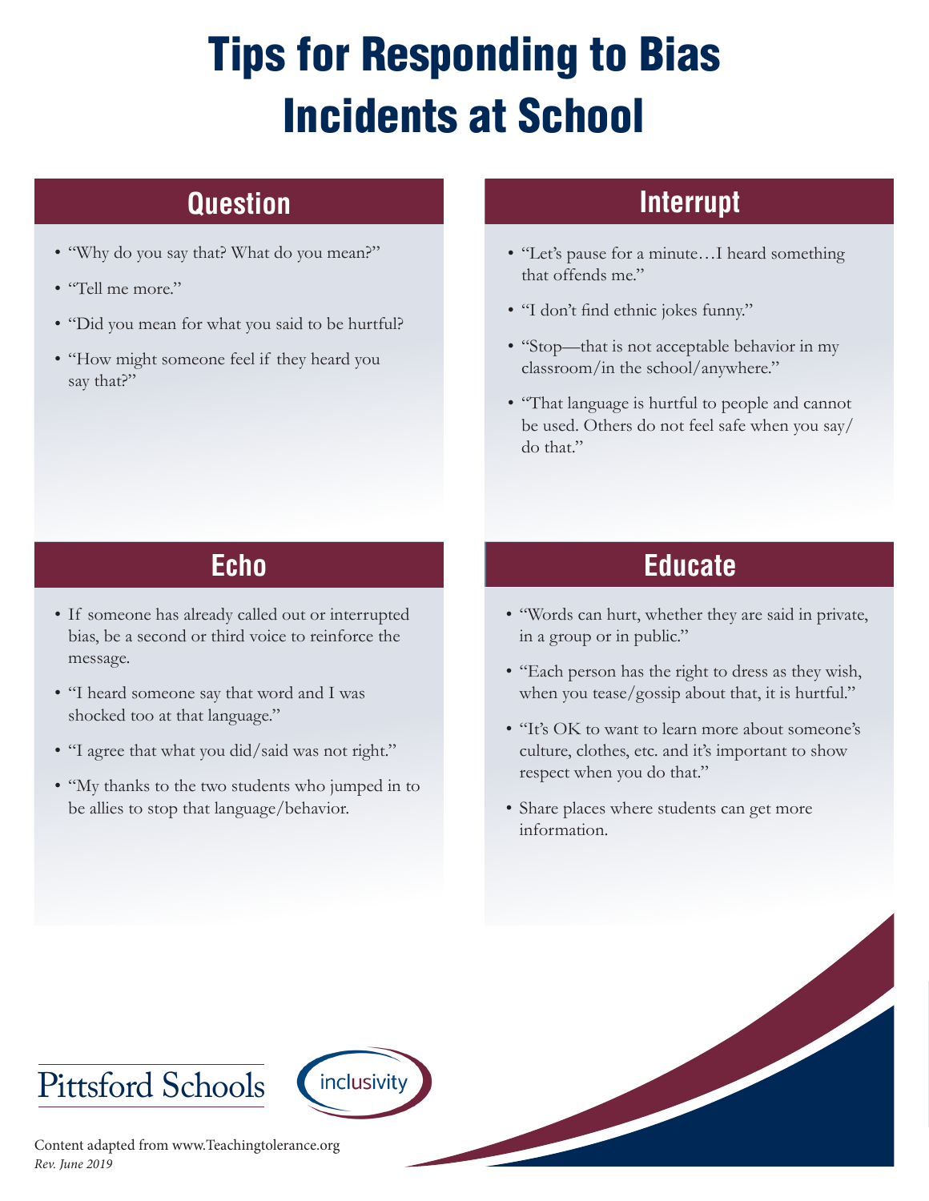# Tips for Responding to Bias Incidents at School

## Question

- "Why do you say that? What do you mean?"
- "Tell me more."
- "Did you mean for what you said to be hurtful?
- "How might someone feel if they heard you say that?"

## Interrupt

- "Let's pause for a minute…I heard something that offends me."
- "I don't find ethnic jokes funny."
- "Stop—that is not acceptable behavior in my classroom/in the school/anywhere."
- "That language is hurtful to people and cannot be used. Others do not feel safe when you say/do that."

## Echo

- If someone has already called out or interrupted bias, be a second or third voice to reinforce the message.
- "I heard someone say that word and I was shocked too at that language."
- "I agree that what you did/said was not right."
- "My thanks to the two students who jumped in to be allies to stop that language/behavior.

## Educate

- "Words can hurt, whether they are said in private, in a group or in public."
- "Each person has the right to dress as they wish, when you tease/gossip about that, it is hurtful."
- "It's OK to want to learn more about someone's culture, clothes, etc. and it's important to show respect when you do that."
- Share places where students can get more information.

Pittsford Schools

inclusivity

Content adapted from www.Teachingtolerance.org

*Rev. June 2019*